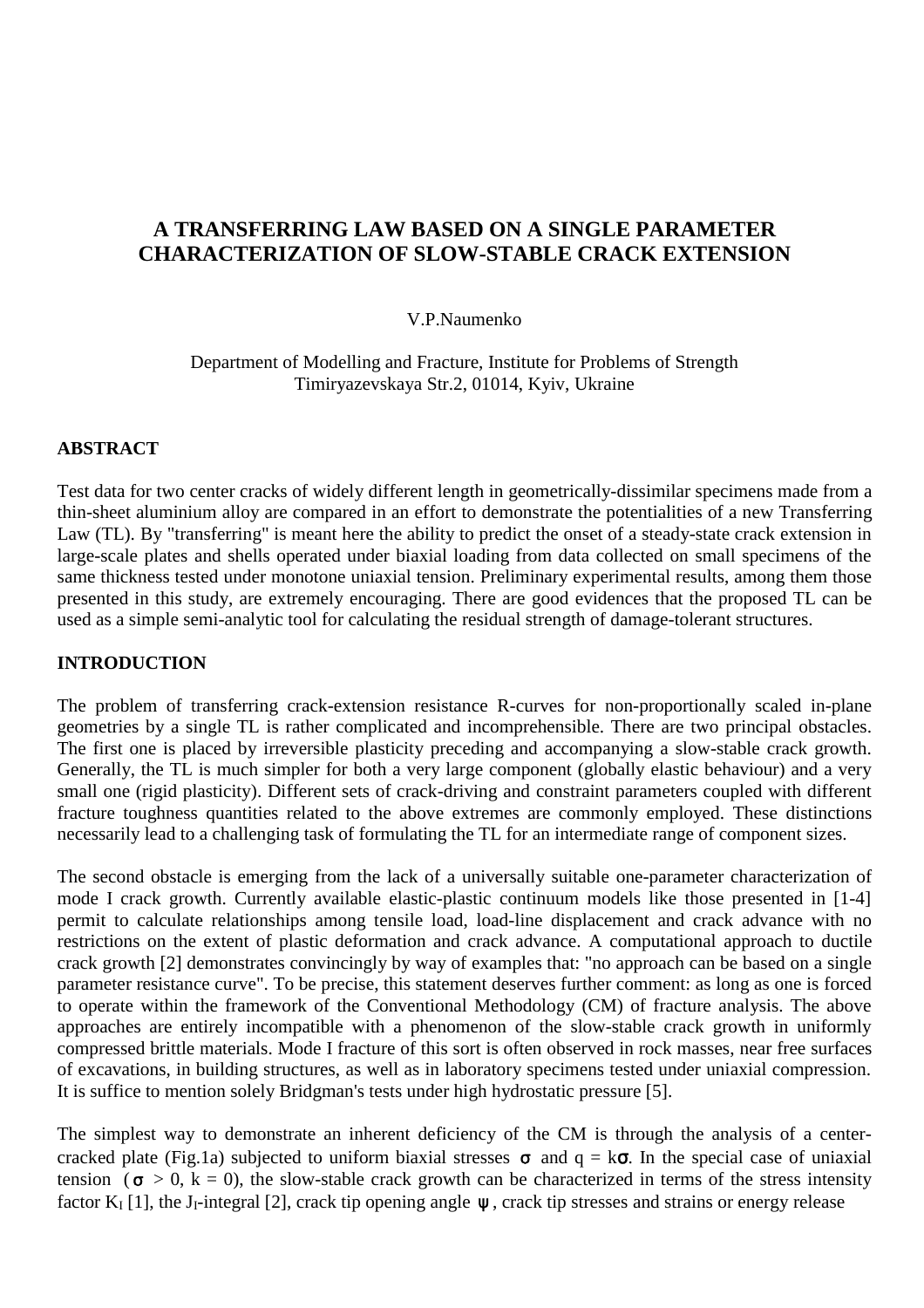# A TRANSFERRING LAW BASED ON A SINGLE PARAMETER CHARACTERIZATION OF SLOW-STABLE CRACK EXTENSION

V.P.Naumenko

Department of Modelling and Fracture, Institute for Problems of Strength
Timiryazevskaya Str.2, 01014, Kyiv, Ukraine

## ABSTRACT

Test data for two center cracks of widely different length in geometrically-dissimilar specimens made from a thin-sheet aluminium alloy are compared in an effort to demonstrate the potentialities of a new Transferring Law (TL). By "transferring" is meant here the ability to predict the onset of a steady-state crack extension in large-scale plates and shells operated under biaxial loading from data collected on small specimens of the same thickness tested under monotone uniaxial tension. Preliminary experimental results, among them those presented in this study, are extremely encouraging. There are good evidences that the proposed TL can be used as a simple semi-analytic tool for calculating the residual strength of damage-tolerant structures.

## INTRODUCTION

The problem of transferring crack-extension resistance R-curves for non-proportionally scaled in-plane geometries by a single TL is rather complicated and incomprehensible. There are two principal obstacles. The first one is placed by irreversible plasticity preceding and accompanying a slow-stable crack growth. Generally, the TL is much simpler for both a very large component (globally elastic behaviour) and a very small one (rigid plasticity). Different sets of crack-driving and constraint parameters coupled with different fracture toughness quantities related to the above extremes are commonly employed. These distinctions necessarily lead to a challenging task of formulating the TL for an intermediate range of component sizes.

The second obstacle is emerging from the lack of a universally suitable one-parameter characterization of mode I crack growth. Currently available elastic-plastic continuum models like those presented in [1-4] permit to calculate relationships among tensile load, load-line displacement and crack advance with no restrictions on the extent of plastic deformation and crack advance. A computational approach to ductile crack growth [2] demonstrates convincingly by way of examples that: "no approach can be based on a single parameter resistance curve". To be precise, this statement deserves further comment: as long as one is forced to operate within the framework of the Conventional Methodology (CM) of fracture analysis. The above approaches are entirely incompatible with a phenomenon of the slow-stable crack growth in uniformly compressed brittle materials. Mode I fracture of this sort is often observed in rock masses, near free surfaces of excavations, in building structures, as well as in laboratory specimens tested under uniaxial compression. It is suffice to mention solely Bridgman's tests under high hydrostatic pressure [5].

The simplest way to demonstrate an inherent deficiency of the CM is through the analysis of a center-cracked plate (Fig.1a) subjected to uniform biaxial stresses $\sigma$ and $q = k\sigma$. In the special case of uniaxial tension ($\sigma > 0$, $k = 0$), the slow-stable crack growth can be characterized in terms of the stress intensity factor $K_I$ [1], the $J_I$-integral [2], crack tip opening angle $\psi$, crack tip stresses and strains or energy release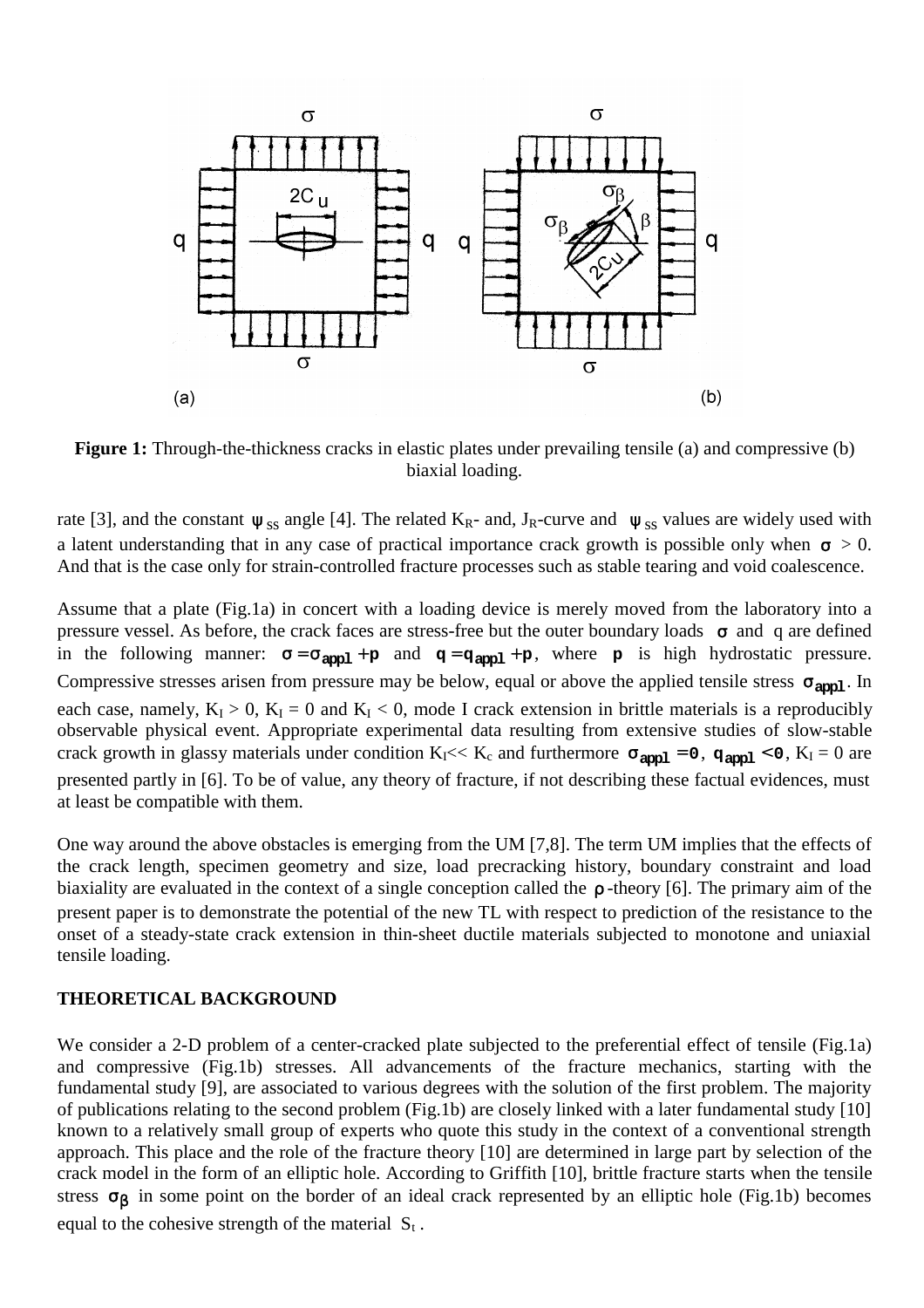**Figure 1:** Through-the-thickness cracks in elastic plates under prevailing tensile (a) and compressive (b) biaxial loading.

rate [3], and the constant $\psi_{SS}$ angle [4]. The related $K_R$- and, $J_R$-curve and $\psi_{SS}$ values are widely used with a latent understanding that in any case of practical importance crack growth is possible only when $\sigma > 0$. And that is the case only for strain-controlled fracture processes such as stable tearing and void coalescence.

Assume that a plate (Fig.1a) in concert with a loading device is merely moved from the laboratory into a pressure vessel. As before, the crack faces are stress-free but the outer boundary loads $\sigma$ and q are defined in the following manner: $\sigma = \sigma_{appl} + p$ and $q = q_{appl} + p$, where $p$ is high hydrostatic pressure. Compressive stresses arisen from pressure may be below, equal or above the applied tensile stress $\sigma_{appl}$. In each case, namely, $K_I > 0$, $K_I = 0$ and $K_I < 0$, mode I crack extension in brittle materials is a reproducibly observable physical event. Appropriate experimental data resulting from extensive studies of slow-stable crack growth in glassy materials under condition $K_I << K_c$ and furthermore $\sigma_{appl} = 0$, $q_{appl} < 0$, $K_I = 0$ are presented partly in [6]. To be of value, any theory of fracture, if not describing these factual evidences, must at least be compatible with them.

One way around the above obstacles is emerging from the UM [7,8]. The term UM implies that the effects of the crack length, specimen geometry and size, load precracking history, boundary constraint and load biaxiality are evaluated in the context of a single conception called the $\rho$-theory [6]. The primary aim of the present paper is to demonstrate the potential of the new TL with respect to prediction of the resistance to the onset of a steady-state crack extension in thin-sheet ductile materials subjected to monotone and uniaxial tensile loading.

## THEORETICAL BACKGROUND

We consider a 2-D problem of a center-cracked plate subjected to the preferential effect of tensile (Fig.1a) and compressive (Fig.1b) stresses. All advancements of the fracture mechanics, starting with the fundamental study [9], are associated to various degrees with the solution of the first problem. The majority of publications relating to the second problem (Fig.1b) are closely linked with a later fundamental study [10] known to a relatively small group of experts who quote this study in the context of a conventional strength approach. This place and the role of the fracture theory [10] are determined in large part by selection of the crack model in the form of an elliptic hole. According to Griffith [10], brittle fracture starts when the tensile stress $\sigma_\beta$ in some point on the border of an ideal crack represented by an elliptic hole (Fig.1b) becomes equal to the cohesive strength of the material $S_t$.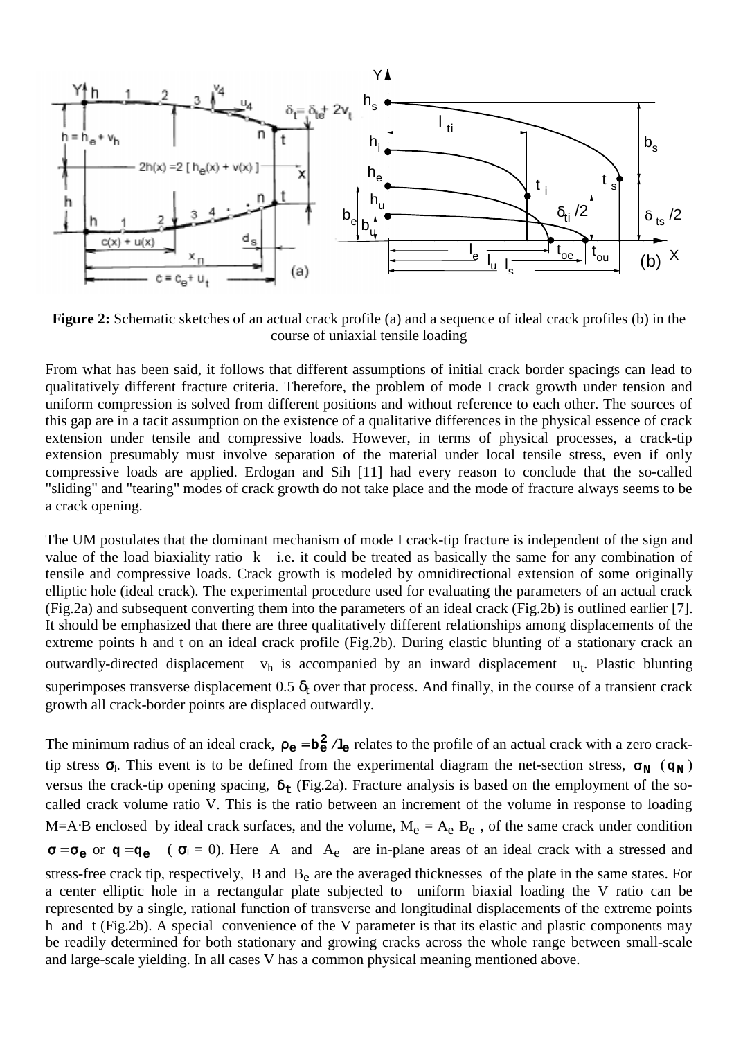**Figure 2:** Schematic sketches of an actual crack profile (a) and a sequence of ideal crack profiles (b) in the course of uniaxial tensile loading

From what has been said, it follows that different assumptions of initial crack border spacings can lead to qualitatively different fracture criteria. Therefore, the problem of mode I crack growth under tension and uniform compression is solved from different positions and without reference to each other. The sources of this gap are in a tacit assumption on the existence of a qualitative differences in the physical essence of crack extension under tensile and compressive loads. However, in terms of physical processes, a crack-tip extension presumably must involve separation of the material under local tensile stress, even if only compressive loads are applied. Erdogan and Sih [11] had every reason to conclude that the so-called "sliding" and "tearing" modes of crack growth do not take place and the mode of fracture always seems to be a crack opening.

The UM postulates that the dominant mechanism of mode I crack-tip fracture is independent of the sign and value of the load biaxiality ratio $k$ i.e. it could be treated as basically the same for any combination of tensile and compressive loads. Crack growth is modeled by omnidirectional extension of some originally elliptic hole (ideal crack). The experimental procedure used for evaluating the parameters of an actual crack (Fig.2a) and subsequent converting them into the parameters of an ideal crack (Fig.2b) is outlined earlier [7]. It should be emphasized that there are three qualitatively different relationships among displacements of the extreme points h and t on an ideal crack profile (Fig.2b). During elastic blunting of a stationary crack an outwardly-directed displacement $v_h$ is accompanied by an inward displacement $u_t$. Plastic blunting superimposes transverse displacement $0.5\,\delta_t$ over that process. And finally, in the course of a transient crack growth all crack-border points are displaced outwardly.

The minimum radius of an ideal crack, $\rho_e = b_e^2 / l_e$ relates to the profile of an actual crack with a zero crack-tip stress $\sigma_l$. This event is to be defined from the experimental diagram the net-section stress, $\sigma_N$ ($q_N$) versus the crack-tip opening spacing, $\delta_t$ (Fig.2a). Fracture analysis is based on the employment of the so-called crack volume ratio V. This is the ratio between an increment of the volume in response to loading $M = A \cdot B$ enclosed by ideal crack surfaces, and the volume, $M_e = A_e\, B_e$, of the same crack under condition $\sigma = \sigma_e$ or $q = q_e$ ($\sigma_l = 0$). Here $A$ and $A_e$ are in-plane areas of an ideal crack with a stressed and stress-free crack tip, respectively, $B$ and $B_e$ are the averaged thicknesses of the plate in the same states. For a center elliptic hole in a rectangular plate subjected to uniform biaxial loading the V ratio can be represented by a single, rational function of transverse and longitudinal displacements of the extreme points h and t (Fig.2b). A special convenience of the V parameter is that its elastic and plastic components may be readily determined for both stationary and growing cracks across the whole range between small-scale and large-scale yielding. In all cases V has a common physical meaning mentioned above.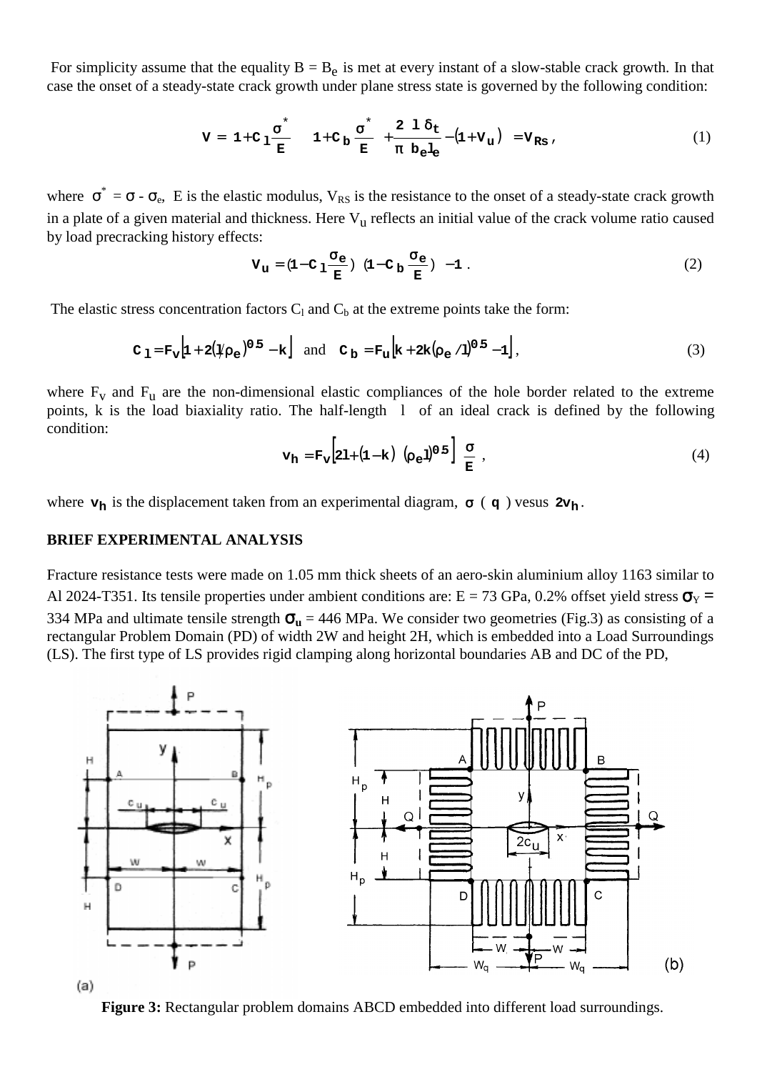For simplicity assume that the equality $B = B_e$ is met at every instant of a slow-stable crack growth. In that case the onset of a steady-state crack growth under plane stress state is governed by the following condition:

$$V = 1 + C_l \frac{\sigma^*}{E} \quad 1 + C_b \frac{\sigma^*}{E} + \frac{2}{\pi} \frac{l \delta_t}{b_e l_e} - (1 + V_u) = V_{RS}, \tag{1}$$

where $\sigma^* = \sigma - \sigma_e$, E is the elastic modulus, $V_{RS}$ is the resistance to the onset of a steady-state crack growth in a plate of a given material and thickness. Here $V_u$ reflects an initial value of the crack volume ratio caused by load precracking history effects:

$$V_u = (1 - C_l \frac{\sigma_e}{E})\ (1 - C_b \frac{\sigma_e}{E})\ - 1\ . \tag{2}$$

The elastic stress concentration factors $C_l$ and $C_b$ at the extreme points take the form:

$$C_l = F_v \left[1 + 2(l/\rho_e)^{0.5} - k\right] \quad \text{and} \quad C_b = F_u \left[k + 2k(\rho_e / l)^{0.5} - 1\right], \tag{3}$$

where $F_v$ and $F_u$ are the non-dimensional elastic compliances of the hole border related to the extreme points, k is the load biaxiality ratio. The half-length $l$ of an ideal crack is defined by the following condition:

$$v_h = F_v \left[2l + (1 - k)\ (\rho_e l)^{0.5}\right] \frac{\sigma}{E}\ , \tag{4}$$

where $v_h$ is the displacement taken from an experimental diagram, $\sigma$ ( $q$ ) vesus $2v_h$.

**BRIEF EXPERIMENTAL ANALYSIS**

Fracture resistance tests were made on 1.05 mm thick sheets of an aero-skin aluminium alloy 1163 similar to Al 2024-T351. Its tensile properties under ambient conditions are: E = 73 GPa, 0.2% offset yield stress $\sigma_Y$ = 334 MPa and ultimate tensile strength $\sigma_u$ = 446 MPa. We consider two geometries (Fig.3) as consisting of a rectangular Problem Domain (PD) of width 2W and height 2H, which is embedded into a Load Surroundings (LS). The first type of LS provides rigid clamping along horizontal boundaries AB and DC of the PD,

**Figure 3:** Rectangular problem domains ABCD embedded into different load surroundings.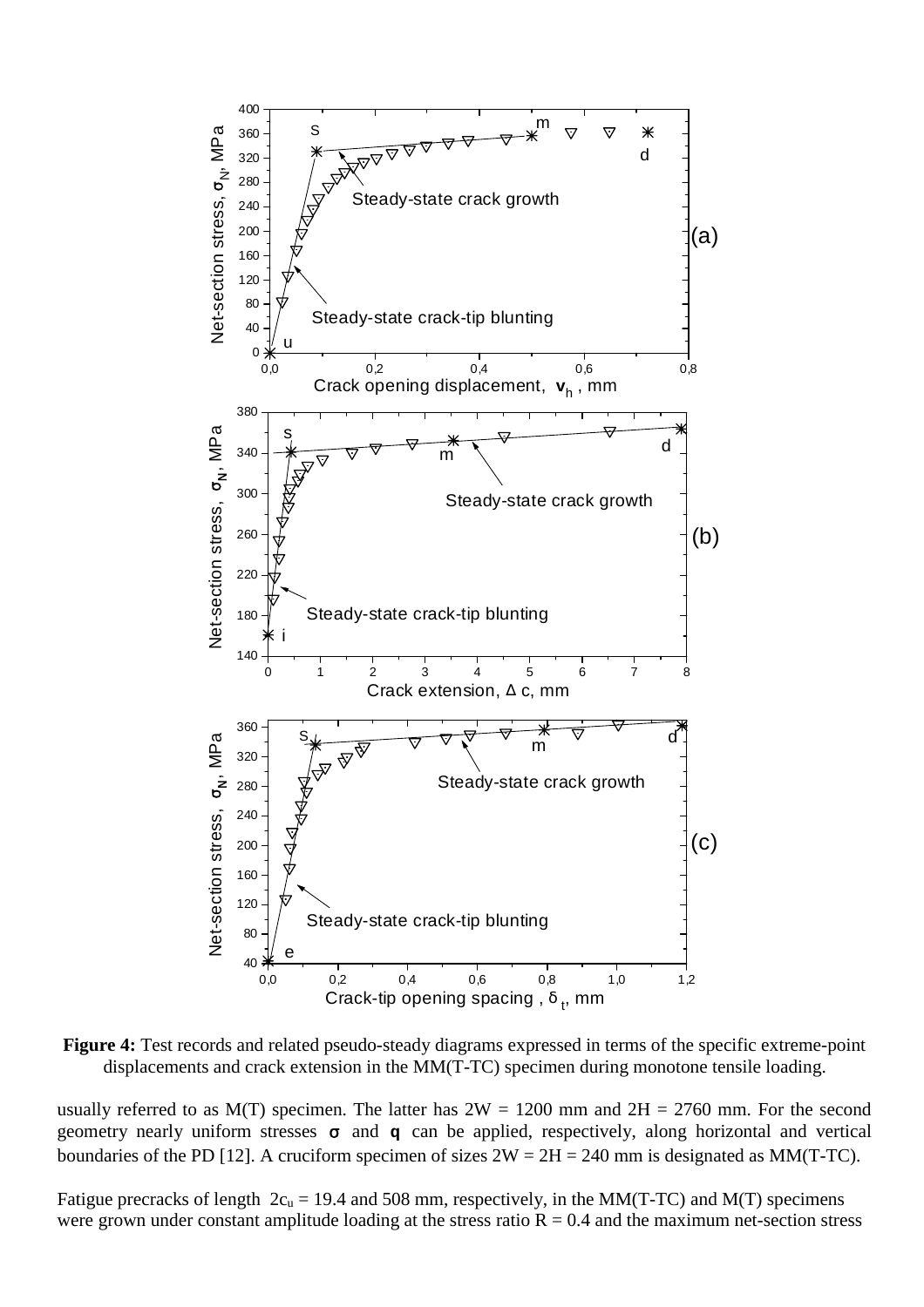**Figure 4:** Test records and related pseudo-steady diagrams expressed in terms of the specific extreme-point displacements and crack extension in the MM(T-TC) specimen during monotone tensile loading.

usually referred to as M(T) specimen. The latter has 2W = 1200 mm and 2H = 2760 mm. For the second geometry nearly uniform stresses **σ** and **q** can be applied, respectively, along horizontal and vertical boundaries of the PD [12]. A cruciform specimen of sizes 2W = 2H = 240 mm is designated as MM(T-TC).

Fatigue precracks of length $2c_u = 19.4$ and 508 mm, respectively, in the MM(T-TC) and M(T) specimens were grown under constant amplitude loading at the stress ratio R = 0.4 and the maximum net-section stress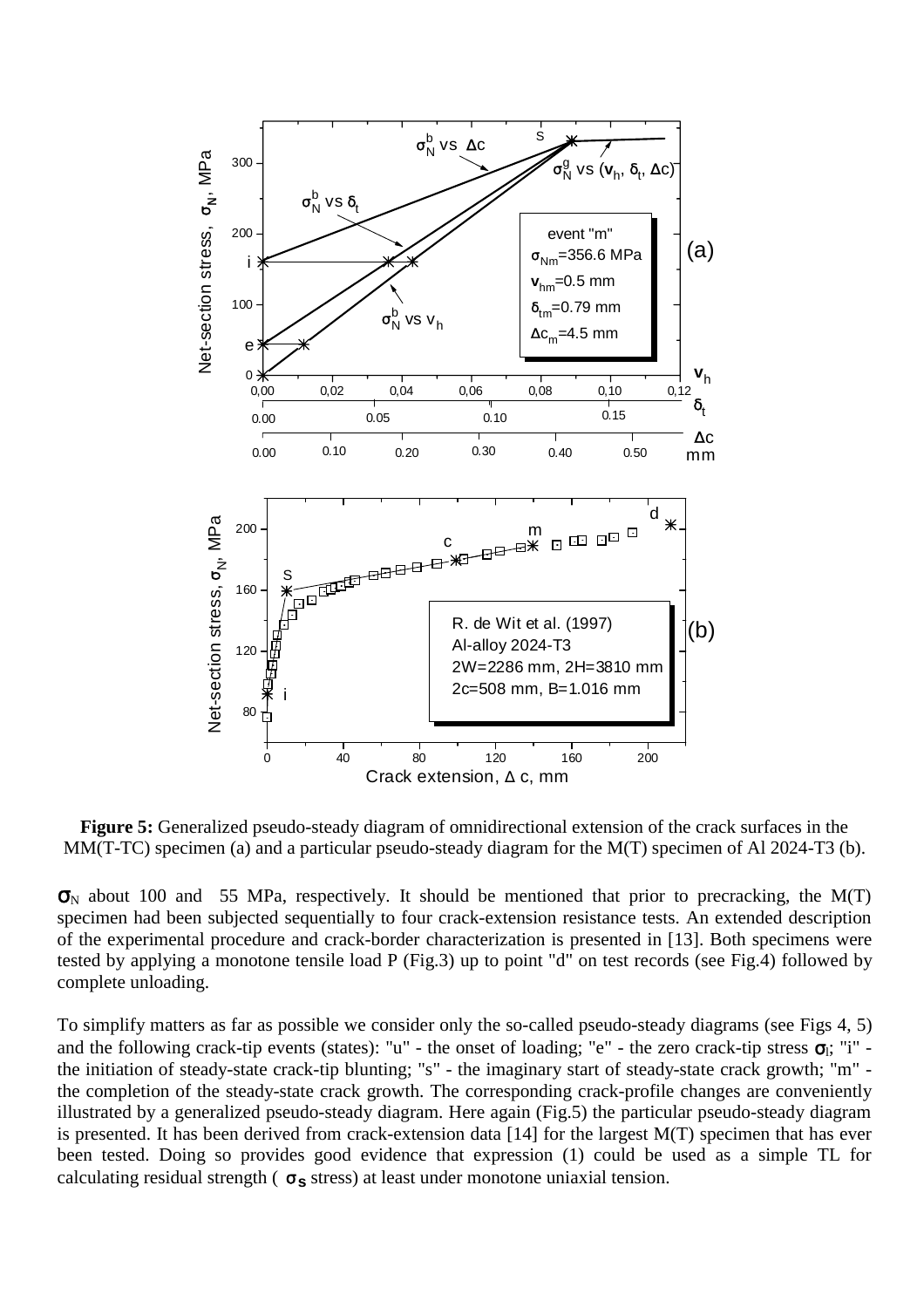**Figure 5:** Generalized pseudo-steady diagram of omnidirectional extension of the crack surfaces in the MM(T-TC) specimen (a) and a particular pseudo-steady diagram for the M(T) specimen of Al 2024-T3 (b).

$\sigma_N$ about 100 and 55 MPa, respectively. It should be mentioned that prior to precracking, the M(T) specimen had been subjected sequentially to four crack-extension resistance tests. An extended description of the experimental procedure and crack-border characterization is presented in [13]. Both specimens were tested by applying a monotone tensile load P (Fig.3) up to point "d" on test records (see Fig.4) followed by complete unloading.

To simplify matters as far as possible we consider only the so-called pseudo-steady diagrams (see Figs 4, 5) and the following crack-tip events (states): "u" - the onset of loading; "e" - the zero crack-tip stress $\sigma_l$; "i" - the initiation of steady-state crack-tip blunting; "s" - the imaginary start of steady-state crack growth; "m" - the completion of the steady-state crack growth. The corresponding crack-profile changes are conveniently illustrated by a generalized pseudo-steady diagram. Here again (Fig.5) the particular pseudo-steady diagram is presented. It has been derived from crack-extension data [14] for the largest M(T) specimen that has ever been tested. Doing so provides good evidence that expression (1) could be used as a simple TL for calculating residual strength ( $\sigma_S$ stress) at least under monotone uniaxial tension.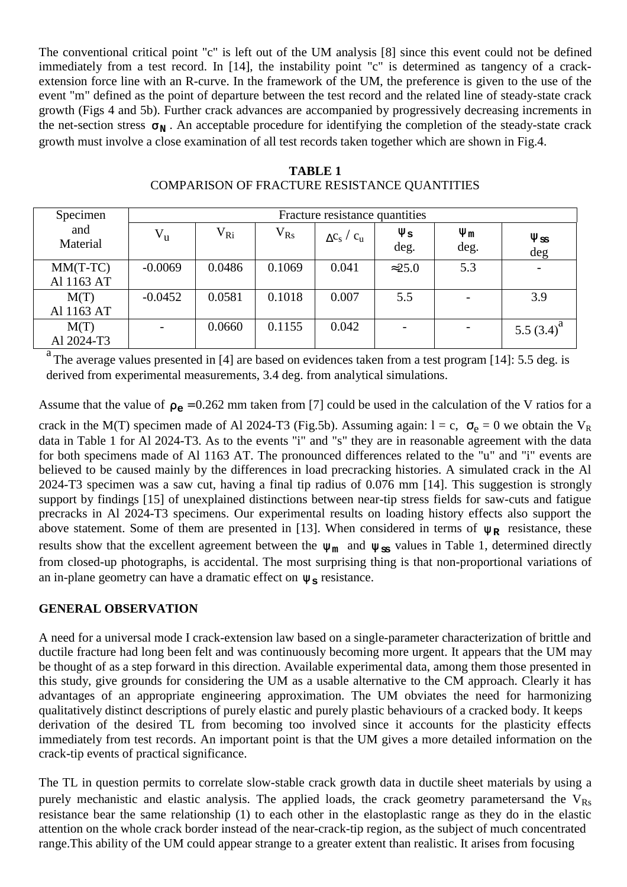The conventional critical point "c" is left out of the UM analysis [8] since this event could not be defined immediately from a test record. In [14], the instability point "c" is determined as tangency of a crack-extension force line with an R-curve. In the framework of the UM, the preference is given to the use of the event "m" defined as the point of departure between the test record and the related line of steady-state crack growth (Figs 4 and 5b). Further crack advances are accompanied by progressively decreasing increments in the net-section stress $\sigma_N$. An acceptable procedure for identifying the completion of the steady-state crack growth must involve a close examination of all test records taken together which are shown in Fig.4.

**TABLE 1**

COMPARISON OF FRACTURE RESISTANCE QUANTITIES

| Specimen and Material | Fracture resistance quantities | | | | | | |
|---|---|---|---|---|---|---|---|
| | $V_u$ | $V_{Ri}$ | $V_{Rs}$ | $\Delta c_s / c_u$ | $\psi_s$ deg. | $\psi_m$ deg. | $\psi_{ss}$ deg |
| MM(T-TC) Al 1163 AT | -0.0069 | 0.0486 | 0.1069 | 0.041 | ≈25.0 | 5.3 | - |
| M(T) Al 1163 AT | -0.0452 | 0.0581 | 0.1018 | 0.007 | 5.5 | - | 3.9 |
| M(T) Al 2024-T3 | - | 0.0660 | 0.1155 | 0.042 | - | - | 5.5 (3.4)[a] |

[a] The average values presented in [4] are based on evidences taken from a test program [14]: 5.5 deg. is derived from experimental measurements, 3.4 deg. from analytical simulations.

Assume that the value of $\rho_e$ =0.262 mm taken from [7] could be used in the calculation of the V ratios for a crack in the M(T) specimen made of Al 2024-T3 (Fig.5b). Assuming again: l = c, $\sigma_e = 0$ we obtain the $V_R$ data in Table 1 for Al 2024-T3. As to the events "i" and "s" they are in reasonable agreement with the data for both specimens made of Al 1163 AT. The pronounced differences related to the "u" and "i" events are believed to be caused mainly by the differences in load precracking histories. A simulated crack in the Al 2024-T3 specimen was a saw cut, having a final tip radius of 0.076 mm [14]. This suggestion is strongly support by findings [15] of unexplained distinctions between near-tip stress fields for saw-cuts and fatigue precracks in Al 2024-T3 specimens. Our experimental results on loading history effects also support the above statement. Some of them are presented in [13]. When considered in terms of $\psi_R$ resistance, these results show that the excellent agreement between the $\psi_m$ and $\psi_{ss}$ values in Table 1, determined directly from closed-up photographs, is accidental. The most surprising thing is that non-proportional variations of an in-plane geometry can have a dramatic effect on $\psi_s$ resistance.

## GENERAL OBSERVATION

A need for a universal mode I crack-extension law based on a single-parameter characterization of brittle and ductile fracture had long been felt and was continuously becoming more urgent. It appears that the UM may be thought of as a step forward in this direction. Available experimental data, among them those presented in this study, give grounds for considering the UM as a usable alternative to the CM approach. Clearly it has advantages of an appropriate engineering approximation. The UM obviates the need for harmonizing qualitatively distinct descriptions of purely elastic and purely plastic behaviours of a cracked body. It keeps derivation of the desired TL from becoming too involved since it accounts for the plasticity effects immediately from test records. An important point is that the UM gives a more detailed information on the crack-tip events of practical significance.

The TL in question permits to correlate slow-stable crack growth data in ductile sheet materials by using a purely mechanistic and elastic analysis. The applied loads, the crack geometry parametersand the $V_{Rs}$ resistance bear the same relationship (1) to each other in the elastoplastic range as they do in the elastic attention on the whole crack border instead of the near-crack-tip region, as the subject of much concentrated range.This ability of the UM could appear strange to a greater extent than realistic. It arises from focusing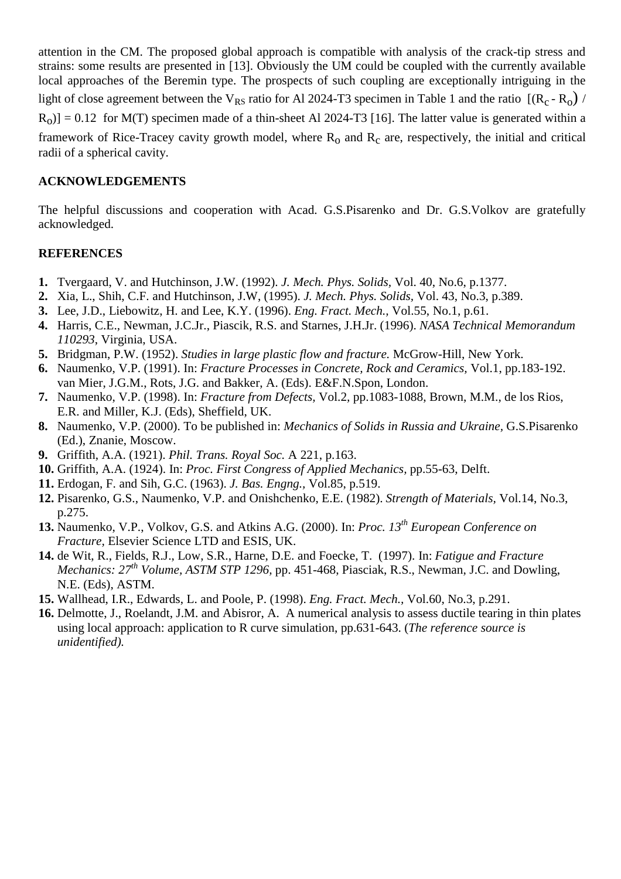attention in the CM. The proposed global approach is compatible with analysis of the crack-tip stress and strains: some results are presented in [13]. Obviously the UM could be coupled with the currently available local approaches of the Beremin type. The prospects of such coupling are exceptionally intriguing in the light of close agreement between the $V_{RS}$ ratio for Al 2024-T3 specimen in Table 1 and the ratio $[(R_c - R_o) / R_o)] = 0.12$ for M(T) specimen made of a thin-sheet Al 2024-T3 [16]. The latter value is generated within a framework of Rice-Tracey cavity growth model, where $R_o$ and $R_c$ are, respectively, the initial and critical radii of a spherical cavity.

## ACKNOWLEDGEMENTS

The helpful discussions and cooperation with Acad. G.S.Pisarenko and Dr. G.S.Volkov are gratefully acknowledged.

## REFERENCES

1. Tvergaard, V. and Hutchinson, J.W. (1992). *J. Mech. Phys. Solids*, Vol. 40, No.6, p.1377.
2. Xia, L., Shih, C.F. and Hutchinson, J.W, (1995). *J. Mech. Phys. Solids*, Vol. 43, No.3, p.389.
3. Lee, J.D., Liebowitz, H. and Lee, K.Y. (1996). *Eng. Fract. Mech.,* Vol.55, No.1, p.61.
4. Harris, C.E., Newman, J.C.Jr., Piascik, R.S. and Starnes, J.H.Jr. (1996). *NASA Technical Memorandum 110293*, Virginia, USA.
5. Bridgman, P.W. (1952). *Studies in large plastic flow and fracture.* McGrow-Hill, New York.
6. Naumenko, V.P. (1991). In: *Fracture Processes in Concrete, Rock and Ceramics,* Vol.1, pp.183-192. van Mier, J.G.M., Rots, J.G. and Bakker, A. (Eds). E&F.N.Spon, London.
7. Naumenko, V.P. (1998). In: *Fracture from Defects,* Vol.2, pp.1083-1088, Brown, M.M., de los Rios, E.R. and Miller, K.J. (Eds), Sheffield, UK.
8. Naumenko, V.P. (2000). To be published in: *Mechanics of Solids in Russia and Ukraine,* G.S.Pisarenko (Ed.), Znanie, Moscow.
9. Griffith, A.A. (1921). *Phil. Trans. Royal Soc.* A 221, p.163.
10. Griffith, A.A. (1924). In: *Proc. First Congress of Applied Mechanics,* pp.55-63, Delft.
11. Erdogan, F. and Sih, G.C. (1963). *J. Bas. Engng.,* Vol.85, p.519.
12. Pisarenko, G.S., Naumenko, V.P. and Onishchenko, E.E. (1982). *Strength of Materials,* Vol.14, No.3, p.275.
13. Naumenko, V.P., Volkov, G.S. and Atkins A.G. (2000). In: *Proc. 13th European Conference on Fracture,* Elsevier Science LTD and ESIS, UK.
14. de Wit, R., Fields, R.J., Low, S.R., Harne, D.E. and Foecke, T. (1997). In: *Fatigue and Fracture Mechanics: 27th Volume, ASTM STP 1296,* pp. 451-468, Piasciak, R.S., Newman, J.C. and Dowling, N.E. (Eds), ASTM.
15. Wallhead, I.R., Edwards, L. and Poole, P. (1998). *Eng. Fract. Mech.,* Vol.60, No.3, p.291.
16. Delmotte, J., Roelandt, J.M. and Abisror, A. A numerical analysis to assess ductile tearing in thin plates using local approach: application to R curve simulation, pp.631-643. (*The reference source is unidentified).*